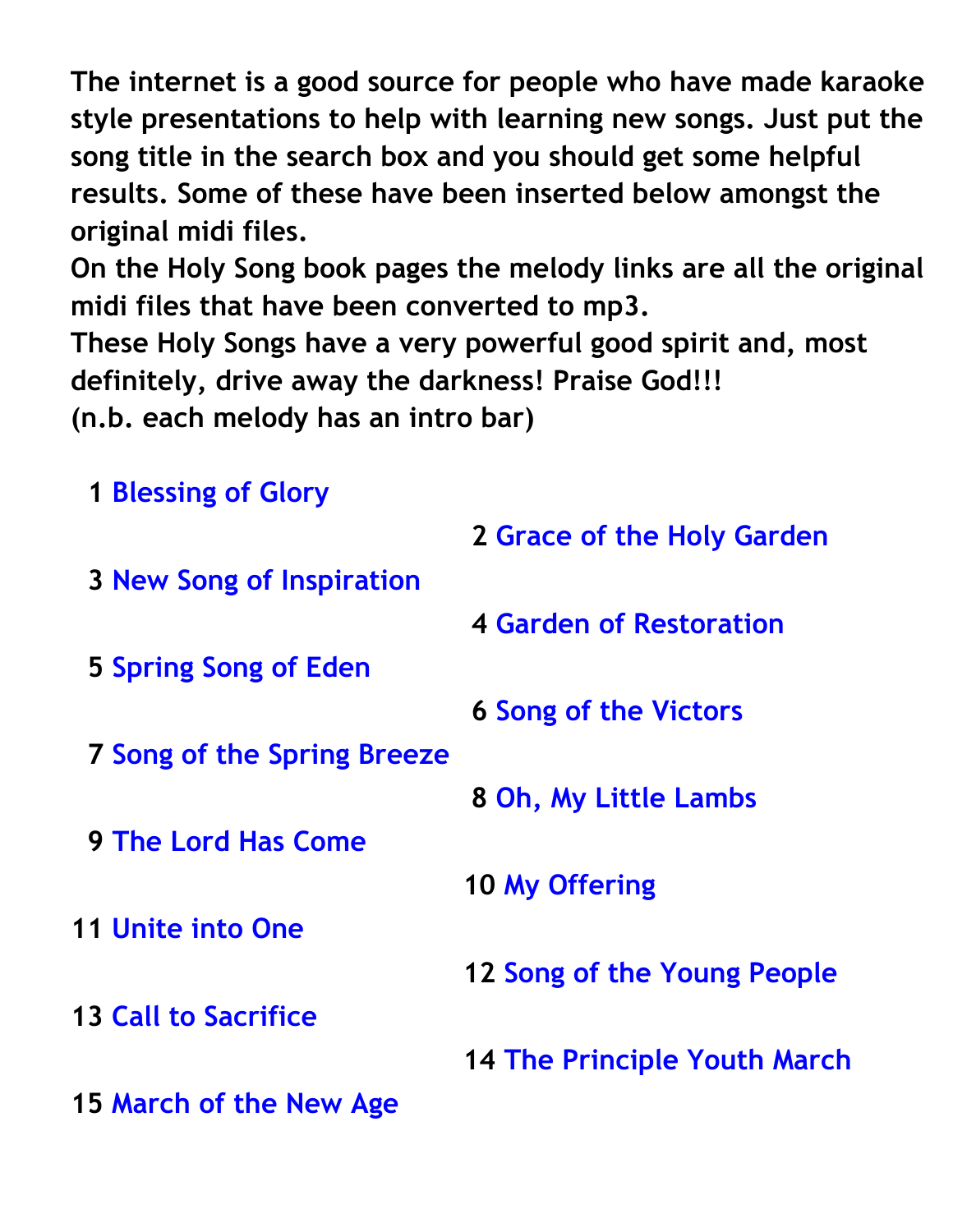**The internet is a good source for people who have made karaoke style presentations to help with learning new songs. Just put the song title in the search box and you should get some helpful results. Some of these have been inserted below amongst the original midi files.**
**On the Holy Song book pages the melody links are all the original midi files that have been converted to mp3.**
**These Holy Songs have a very powerful good spirit and, most definitely, drive away the darkness! Praise God!!!**
**(n.b. each melody has an intro bar)**

1 Blessing of Glory

2 Grace of the Holy Garden

3 New Song of Inspiration

4 Garden of Restoration

5 Spring Song of Eden

6 Song of the Victors

7 Song of the Spring Breeze

8 Oh, My Little Lambs

9 The Lord Has Come

10 My Offering

11 Unite into One

12 Song of the Young People

13 Call to Sacrifice

14 The Principle Youth March

15 March of the New Age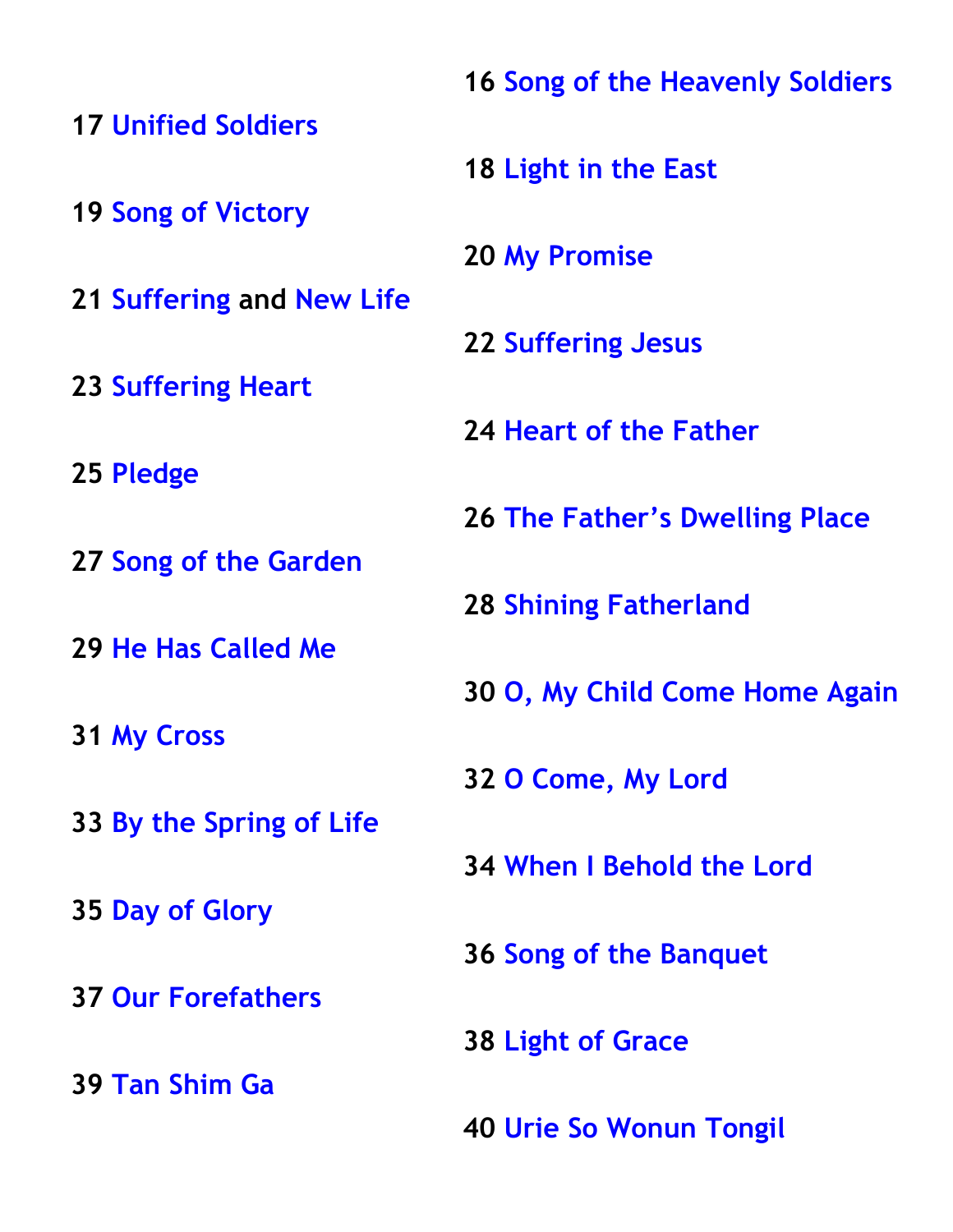16 Song of the Heavenly Soldiers

17 Unified Soldiers

18 Light in the East

19 Song of Victory

20 My Promise

21 Suffering and New Life

22 Suffering Jesus

23 Suffering Heart

24 Heart of the Father

25 Pledge

26 The Father's Dwelling Place

27 Song of the Garden

28 Shining Fatherland

29 He Has Called Me

30 O, My Child Come Home Again

31 My Cross

32 O Come, My Lord

33 By the Spring of Life

34 When I Behold the Lord

35 Day of Glory

36 Song of the Banquet

37 Our Forefathers

38 Light of Grace

39 Tan Shim Ga

40 Urie So Wonun Tongil